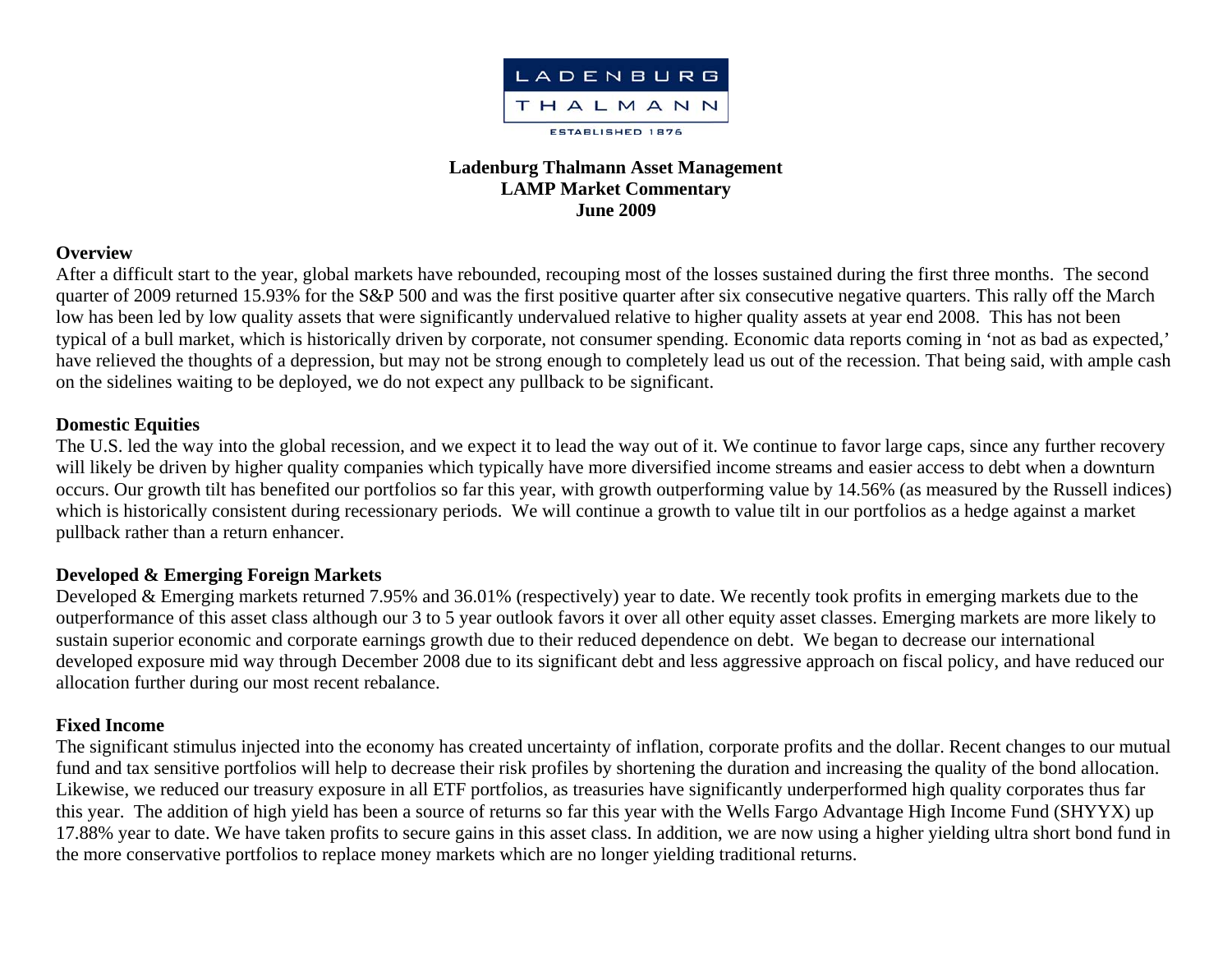LADENBURG THALMANN

ESTABLISHED 1876

# Ladenburg Thalmann Asset Management
## LAMP Market Commentary
## June 2009

### Overview

After a difficult start to the year, global markets have rebounded, recouping most of the losses sustained during the first three months. The second quarter of 2009 returned 15.93% for the S&P 500 and was the first positive quarter after six consecutive negative quarters. This rally off the March low has been led by low quality assets that were significantly undervalued relative to higher quality assets at year end 2008. This has not been typical of a bull market, which is historically driven by corporate, not consumer spending. Economic data reports coming in 'not as bad as expected,' have relieved the thoughts of a depression, but may not be strong enough to completely lead us out of the recession. That being said, with ample cash on the sidelines waiting to be deployed, we do not expect any pullback to be significant.

### Domestic Equities

The U.S. led the way into the global recession, and we expect it to lead the way out of it. We continue to favor large caps, since any further recovery will likely be driven by higher quality companies which typically have more diversified income streams and easier access to debt when a downturn occurs. Our growth tilt has benefited our portfolios so far this year, with growth outperforming value by 14.56% (as measured by the Russell indices) which is historically consistent during recessionary periods. We will continue a growth to value tilt in our portfolios as a hedge against a market pullback rather than a return enhancer.

### Developed & Emerging Foreign Markets

Developed & Emerging markets returned 7.95% and 36.01% (respectively) year to date. We recently took profits in emerging markets due to the outperformance of this asset class although our 3 to 5 year outlook favors it over all other equity asset classes. Emerging markets are more likely to sustain superior economic and corporate earnings growth due to their reduced dependence on debt. We began to decrease our international developed exposure mid way through December 2008 due to its significant debt and less aggressive approach on fiscal policy, and have reduced our allocation further during our most recent rebalance.

### Fixed Income

The significant stimulus injected into the economy has created uncertainty of inflation, corporate profits and the dollar. Recent changes to our mutual fund and tax sensitive portfolios will help to decrease their risk profiles by shortening the duration and increasing the quality of the bond allocation. Likewise, we reduced our treasury exposure in all ETF portfolios, as treasuries have significantly underperformed high quality corporates thus far this year. The addition of high yield has been a source of returns so far this year with the Wells Fargo Advantage High Income Fund (SHYYX) up 17.88% year to date. We have taken profits to secure gains in this asset class. In addition, we are now using a higher yielding ultra short bond fund in the more conservative portfolios to replace money markets which are no longer yielding traditional returns.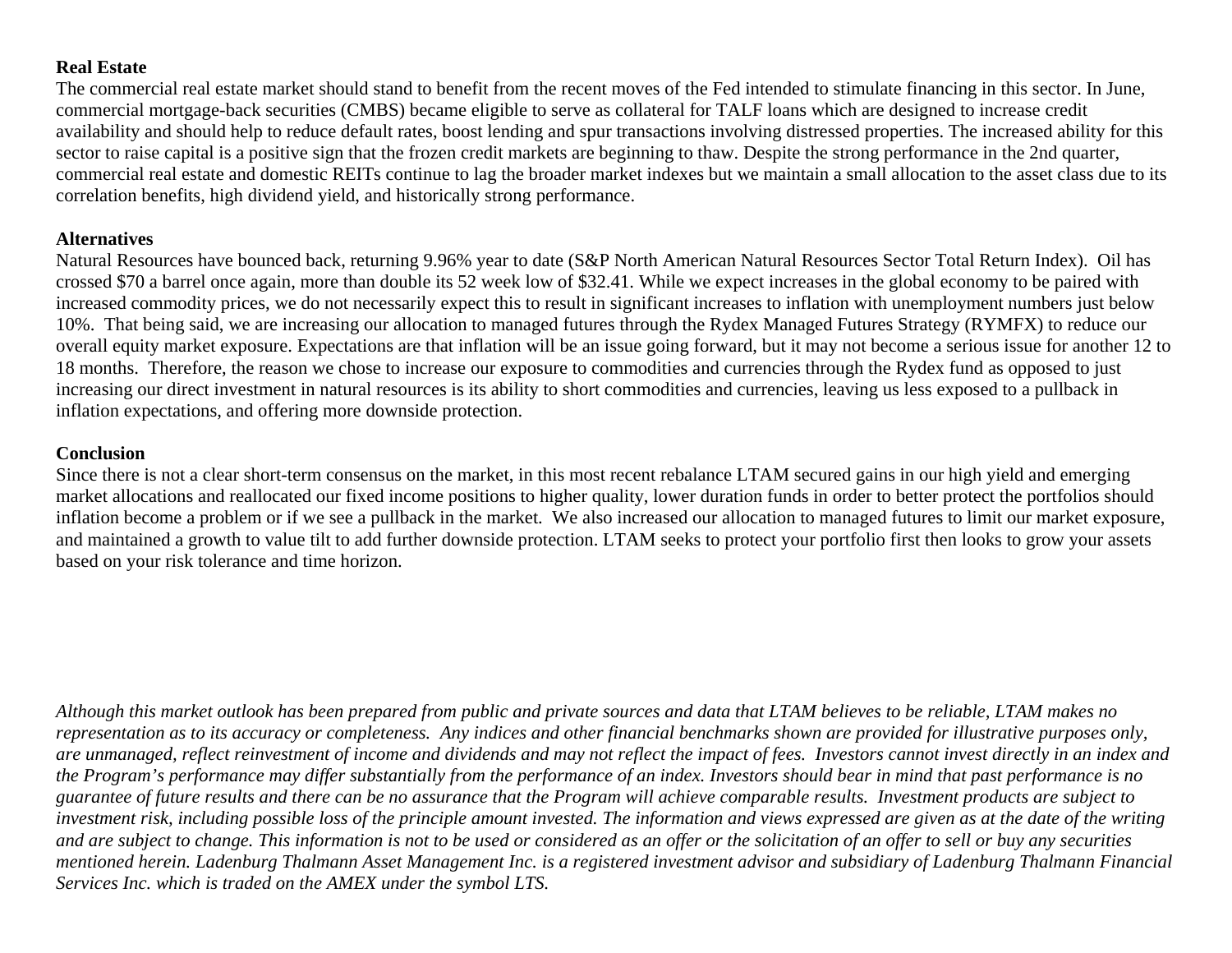**Real Estate**

The commercial real estate market should stand to benefit from the recent moves of the Fed intended to stimulate financing in this sector. In June, commercial mortgage-back securities (CMBS) became eligible to serve as collateral for TALF loans which are designed to increase credit availability and should help to reduce default rates, boost lending and spur transactions involving distressed properties. The increased ability for this sector to raise capital is a positive sign that the frozen credit markets are beginning to thaw. Despite the strong performance in the 2nd quarter, commercial real estate and domestic REITs continue to lag the broader market indexes but we maintain a small allocation to the asset class due to its correlation benefits, high dividend yield, and historically strong performance.

**Alternatives**

Natural Resources have bounced back, returning 9.96% year to date (S&P North American Natural Resources Sector Total Return Index). Oil has crossed $70 a barrel once again, more than double its 52 week low of $32.41. While we expect increases in the global economy to be paired with increased commodity prices, we do not necessarily expect this to result in significant increases to inflation with unemployment numbers just below 10%. That being said, we are increasing our allocation to managed futures through the Rydex Managed Futures Strategy (RYMFX) to reduce our overall equity market exposure. Expectations are that inflation will be an issue going forward, but it may not become a serious issue for another 12 to 18 months. Therefore, the reason we chose to increase our exposure to commodities and currencies through the Rydex fund as opposed to just increasing our direct investment in natural resources is its ability to short commodities and currencies, leaving us less exposed to a pullback in inflation expectations, and offering more downside protection.

**Conclusion**

Since there is not a clear short-term consensus on the market, in this most recent rebalance LTAM secured gains in our high yield and emerging market allocations and reallocated our fixed income positions to higher quality, lower duration funds in order to better protect the portfolios should inflation become a problem or if we see a pullback in the market. We also increased our allocation to managed futures to limit our market exposure, and maintained a growth to value tilt to add further downside protection. LTAM seeks to protect your portfolio first then looks to grow your assets based on your risk tolerance and time horizon.

*Although this market outlook has been prepared from public and private sources and data that LTAM believes to be reliable, LTAM makes no representation as to its accuracy or completeness. Any indices and other financial benchmarks shown are provided for illustrative purposes only, are unmanaged, reflect reinvestment of income and dividends and may not reflect the impact of fees. Investors cannot invest directly in an index and the Program's performance may differ substantially from the performance of an index. Investors should bear in mind that past performance is no guarantee of future results and there can be no assurance that the Program will achieve comparable results. Investment products are subject to investment risk, including possible loss of the principle amount invested. The information and views expressed are given as at the date of the writing and are subject to change. This information is not to be used or considered as an offer or the solicitation of an offer to sell or buy any securities mentioned herein. Ladenburg Thalmann Asset Management Inc. is a registered investment advisor and subsidiary of Ladenburg Thalmann Financial Services Inc. which is traded on the AMEX under the symbol LTS.*